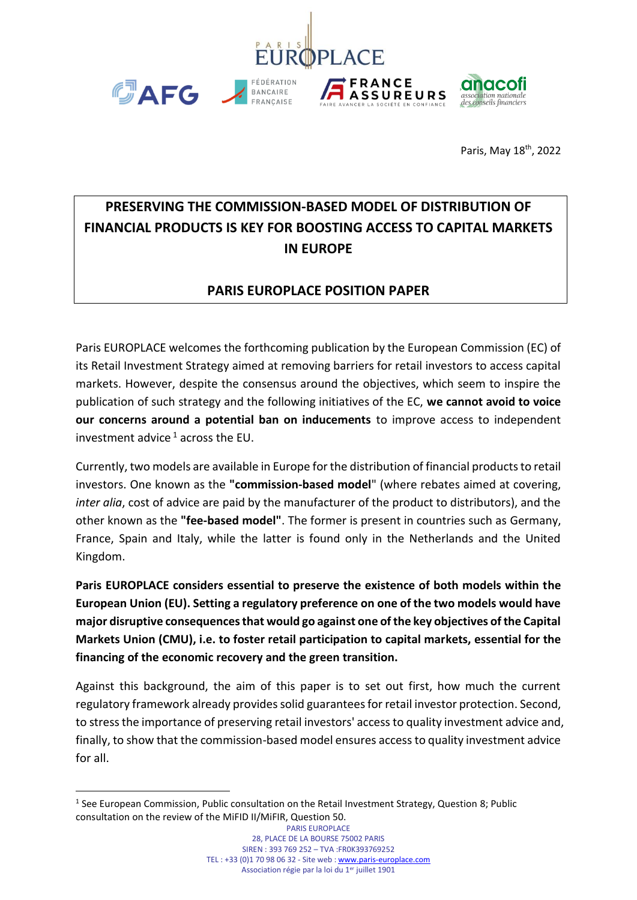Paris, May 18th, 2022

# PRESERVING THE COMMISSION-BASED MODEL OF DISTRIBUTION OF FINANCIAL PRODUCTS IS KEY FOR BOOSTING ACCESS TO CAPITAL MARKETS IN EUROPE

## PARIS EUROPLACE POSITION PAPER

Paris EUROPLACE welcomes the forthcoming publication by the European Commission (EC) of its Retail Investment Strategy aimed at removing barriers for retail investors to access capital markets. However, despite the consensus around the objectives, which seem to inspire the publication of such strategy and the following initiatives of the EC, **we cannot avoid to voice our concerns around a potential ban on inducements** to improve access to independent investment advice [1] across the EU.

Currently, two models are available in Europe for the distribution of financial products to retail investors. One known as the **"commission-based model**" (where rebates aimed at covering, *inter alia*, cost of advice are paid by the manufacturer of the product to distributors), and the other known as the **"fee-based model"**. The former is present in countries such as Germany, France, Spain and Italy, while the latter is found only in the Netherlands and the United Kingdom.

**Paris EUROPLACE considers essential to preserve the existence of both models within the European Union (EU). Setting a regulatory preference on one of the two models would have major disruptive consequences that would go against one of the key objectives of the Capital Markets Union (CMU), i.e. to foster retail participation to capital markets, essential for the financing of the economic recovery and the green transition.**

Against this background, the aim of this paper is to set out first, how much the current regulatory framework already provides solid guarantees for retail investor protection. Second, to stress the importance of preserving retail investors' access to quality investment advice and, finally, to show that the commission-based model ensures access to quality investment advice for all.

[1] See European Commission, Public consultation on the Retail Investment Strategy, Question 8; Public consultation on the review of the MiFID II/MiFIR, Question 50.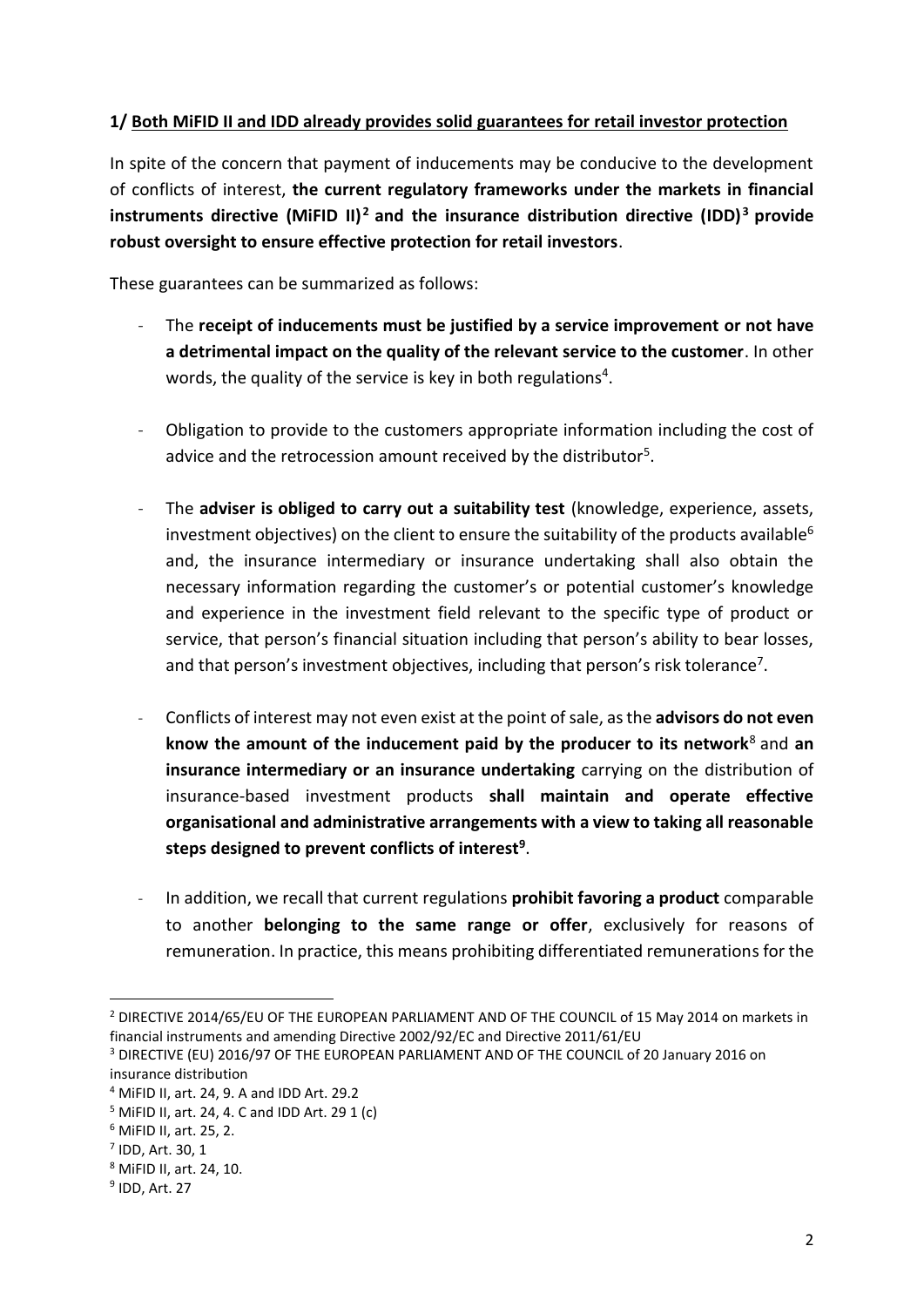**1/ Both MiFID II and IDD already provides solid guarantees for retail investor protection**

In spite of the concern that payment of inducements may be conducive to the development of conflicts of interest, **the current regulatory frameworks under the markets in financial instruments directive (MiFID II)[2] and the insurance distribution directive (IDD)[3] provide robust oversight to ensure effective protection for retail investors**.

These guarantees can be summarized as follows:

- The **receipt of inducements must be justified by a service improvement or not have a detrimental impact on the quality of the relevant service to the customer**. In other words, the quality of the service is key in both regulations[4].

- Obligation to provide to the customers appropriate information including the cost of advice and the retrocession amount received by the distributor[5].

- The **adviser is obliged to carry out a suitability test** (knowledge, experience, assets, investment objectives) on the client to ensure the suitability of the products available[6] and, the insurance intermediary or insurance undertaking shall also obtain the necessary information regarding the customer's or potential customer's knowledge and experience in the investment field relevant to the specific type of product or service, that person's financial situation including that person's ability to bear losses, and that person's investment objectives, including that person's risk tolerance[7].

- Conflicts of interest may not even exist at the point of sale, as the **advisors do not even know the amount of the inducement paid by the producer to its network**[8] and **an insurance intermediary or an insurance undertaking** carrying on the distribution of insurance-based investment products **shall maintain and operate effective organisational and administrative arrangements with a view to taking all reasonable steps designed to prevent conflicts of interest[9]**.

- In addition, we recall that current regulations **prohibit favoring a product** comparable to another **belonging to the same range or offer**, exclusively for reasons of remuneration. In practice, this means prohibiting differentiated remunerations for the

---

[2] DIRECTIVE 2014/65/EU OF THE EUROPEAN PARLIAMENT AND OF THE COUNCIL of 15 May 2014 on markets in financial instruments and amending Directive 2002/92/EC and Directive 2011/61/EU

[3] DIRECTIVE (EU) 2016/97 OF THE EUROPEAN PARLIAMENT AND OF THE COUNCIL of 20 January 2016 on insurance distribution

[4] MiFID II, art. 24, 9. A and IDD Art. 29.2

[5] MiFID II, art. 24, 4. C and IDD Art. 29 1 (c)

[6] MiFID II, art. 25, 2.

[7] IDD, Art. 30, 1

[8] MiFID II, art. 24, 10.

[9] IDD, Art. 27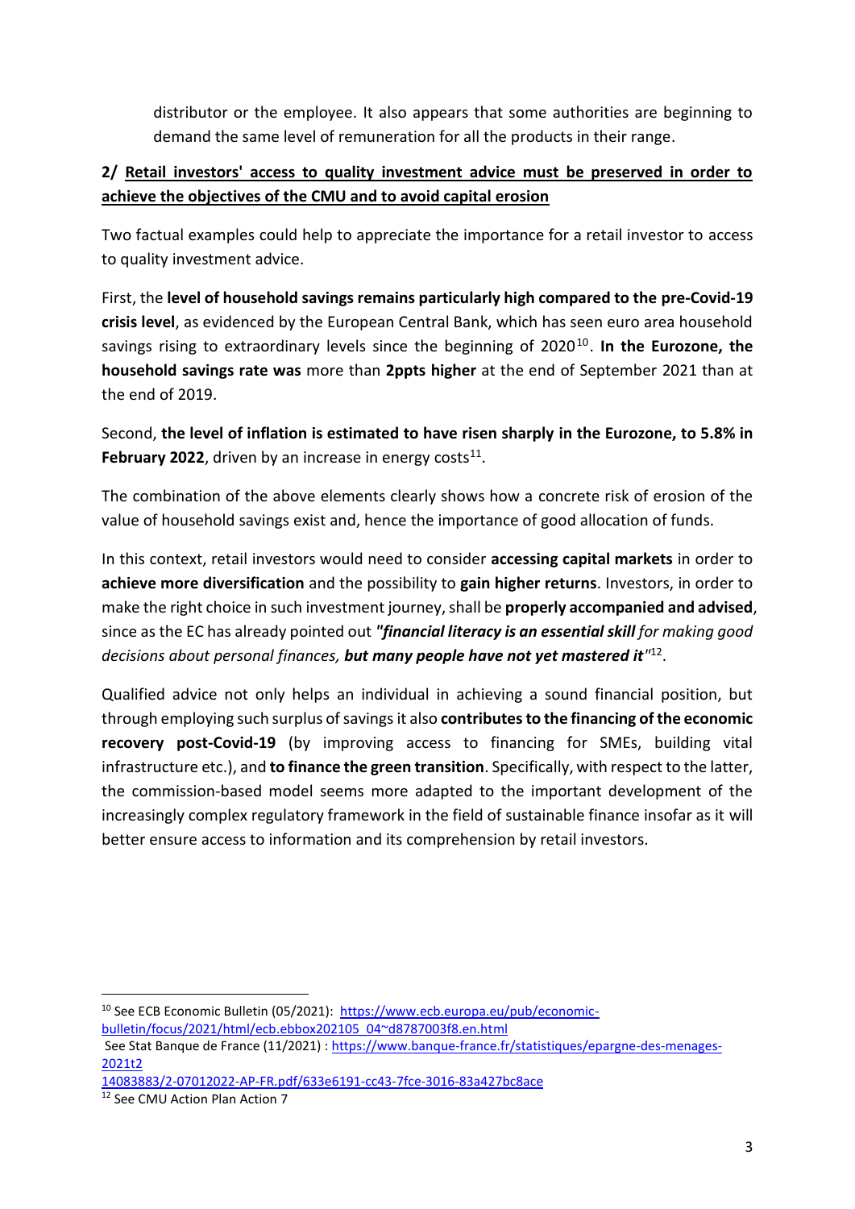distributor or the employee. It also appears that some authorities are beginning to demand the same level of remuneration for all the products in their range.

**2/ <u>Retail investors' access to quality investment advice must be preserved in order to achieve the objectives of the CMU and to avoid capital erosion</u>**

Two factual examples could help to appreciate the importance for a retail investor to access to quality investment advice.

First, the **level of household savings remains particularly high compared to the pre-Covid-19 crisis level**, as evidenced by the European Central Bank, which has seen euro area household savings rising to extraordinary levels since the beginning of 2020[10]. **In the Eurozone, the household savings rate was** more than **2ppts higher** at the end of September 2021 than at the end of 2019.

Second, **the level of inflation is estimated to have risen sharply in the Eurozone, to 5.8% in February 2022**, driven by an increase in energy costs[11].

The combination of the above elements clearly shows how a concrete risk of erosion of the value of household savings exist and, hence the importance of good allocation of funds.

In this context, retail investors would need to consider **accessing capital markets** in order to **achieve more diversification** and the possibility to **gain higher returns**. Investors, in order to make the right choice in such investment journey, shall be **properly accompanied and advised**, since as the EC has already pointed out ***"financial literacy is an essential skill** for making good decisions about personal finances, **but many people have not yet mastered it"***[12].

Qualified advice not only helps an individual in achieving a sound financial position, but through employing such surplus of savings it also **contributes to the financing of the economic recovery post-Covid-19** (by improving access to financing for SMEs, building vital infrastructure etc.), and **to finance the green transition**. Specifically, with respect to the latter, the commission-based model seems more adapted to the important development of the increasingly complex regulatory framework in the field of sustainable finance insofar as it will better ensure access to information and its comprehension by retail investors.

---

[10] See ECB Economic Bulletin (05/2021): https://www.ecb.europa.eu/pub/economic-bulletin/focus/2021/html/ecb.ebbox202105_04~d8787003f8.en.html

See Stat Banque de France (11/2021) : https://www.banque-france.fr/statistiques/epargne-des-menages-2021t2 14083883/2-07012022-AP-FR.pdf/633e6191-cc43-7fce-3016-83a427bc8ace

[12] See CMU Action Plan Action 7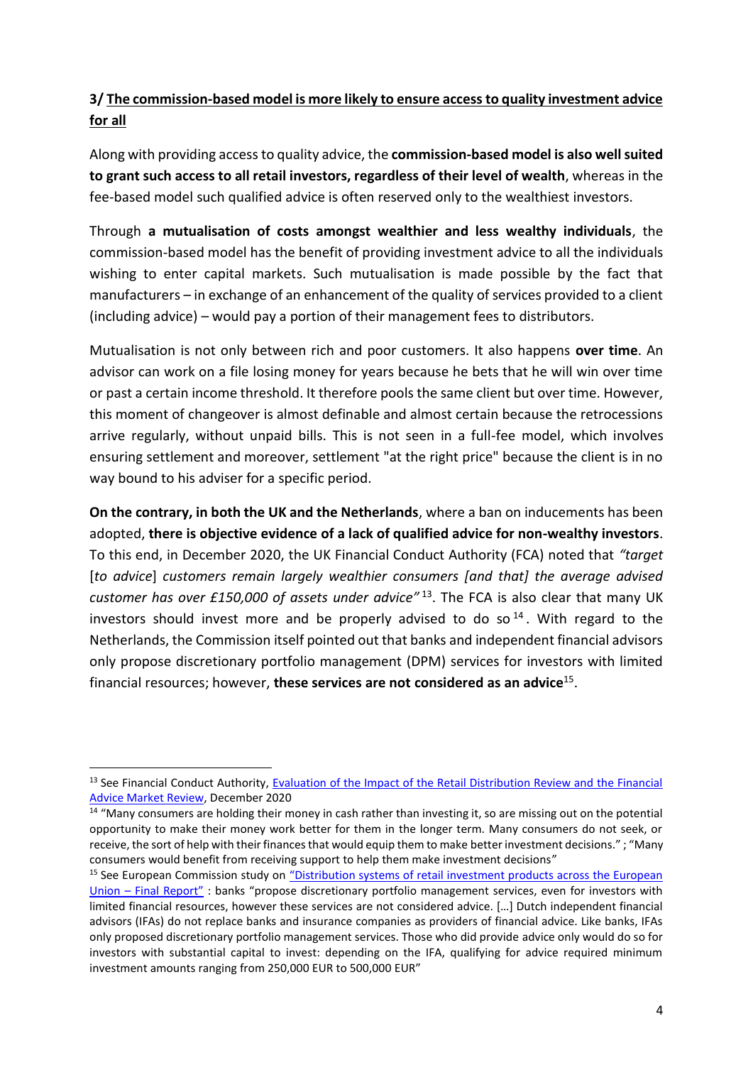### 3/ <u>The commission-based model is more likely to ensure access to quality investment advice for all</u>

Along with providing access to quality advice, the **commission-based model is also well suited to grant such access to all retail investors, regardless of their level of wealth**, whereas in the fee-based model such qualified advice is often reserved only to the wealthiest investors.

Through **a mutualisation of costs amongst wealthier and less wealthy individuals**, the commission-based model has the benefit of providing investment advice to all the individuals wishing to enter capital markets. Such mutualisation is made possible by the fact that manufacturers – in exchange of an enhancement of the quality of services provided to a client (including advice) – would pay a portion of their management fees to distributors.

Mutualisation is not only between rich and poor customers. It also happens **over time**. An advisor can work on a file losing money for years because he bets that he will win over time or past a certain income threshold. It therefore pools the same client but over time. However, this moment of changeover is almost definable and almost certain because the retrocessions arrive regularly, without unpaid bills. This is not seen in a full-fee model, which involves ensuring settlement and moreover, settlement "at the right price" because the client is in no way bound to his adviser for a specific period.

**On the contrary, in both the UK and the Netherlands**, where a ban on inducements has been adopted, **there is objective evidence of a lack of qualified advice for non-wealthy investors**. To this end, in December 2020, the UK Financial Conduct Authority (FCA) noted that *"target* [*to advice*] *customers remain largely wealthier consumers [and that] the average advised customer has over £150,000 of assets under advice"*[13]. The FCA is also clear that many UK investors should invest more and be properly advised to do so[14]. With regard to the Netherlands, the Commission itself pointed out that banks and independent financial advisors only propose discretionary portfolio management (DPM) services for investors with limited financial resources; however, **these services are not considered as an advice**[15].

---

[13] See Financial Conduct Authority, Evaluation of the Impact of the Retail Distribution Review and the Financial Advice Market Review, December 2020

[14] "Many consumers are holding their money in cash rather than investing it, so are missing out on the potential opportunity to make their money work better for them in the longer term. Many consumers do not seek, or receive, the sort of help with their finances that would equip them to make better investment decisions." ; "Many consumers would benefit from receiving support to help them make investment decisions"

[15] See European Commission study on "Distribution systems of retail investment products across the European Union – Final Report" : banks "propose discretionary portfolio management services, even for investors with limited financial resources, however these services are not considered advice. […] Dutch independent financial advisors (IFAs) do not replace banks and insurance companies as providers of financial advice. Like banks, IFAs only proposed discretionary portfolio management services. Those who did provide advice only would do so for investors with substantial capital to invest: depending on the IFA, qualifying for advice required minimum investment amounts ranging from 250,000 EUR to 500,000 EUR"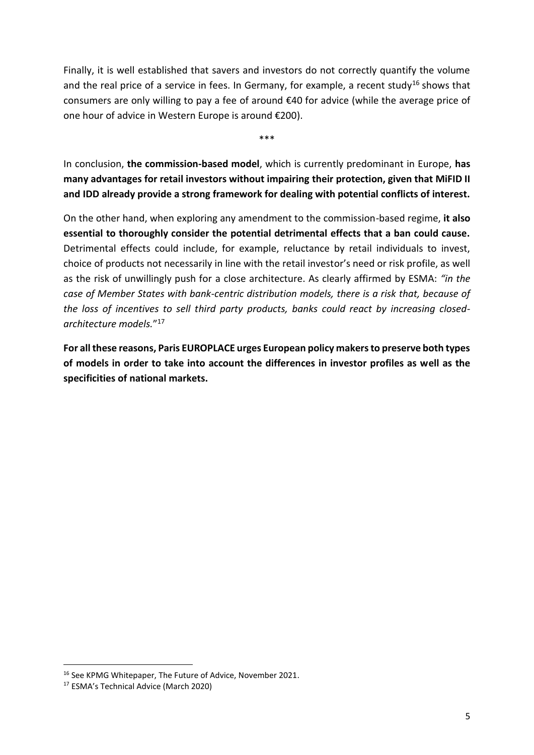Finally, it is well established that savers and investors do not correctly quantify the volume and the real price of a service in fees. In Germany, for example, a recent study[16] shows that consumers are only willing to pay a fee of around €40 for advice (while the average price of one hour of advice in Western Europe is around €200).

\*\*\*

In conclusion, **the commission-based model**, which is currently predominant in Europe, **has many advantages for retail investors without impairing their protection, given that MiFID II and IDD already provide a strong framework for dealing with potential conflicts of interest.**

On the other hand, when exploring any amendment to the commission-based regime, **it also essential to thoroughly consider the potential detrimental effects that a ban could cause.** Detrimental effects could include, for example, reluctance by retail individuals to invest, choice of products not necessarily in line with the retail investor's need or risk profile, as well as the risk of unwillingly push for a close architecture. As clearly affirmed by ESMA: *"in the case of Member States with bank-centric distribution models, there is a risk that, because of the loss of incentives to sell third party products, banks could react by increasing closed-architecture models."*[17]

**For all these reasons, Paris EUROPLACE urges European policy makers to preserve both types of models in order to take into account the differences in investor profiles as well as the specificities of national markets.**

[16] See KPMG Whitepaper, The Future of Advice, November 2021.

[17] ESMA's Technical Advice (March 2020)